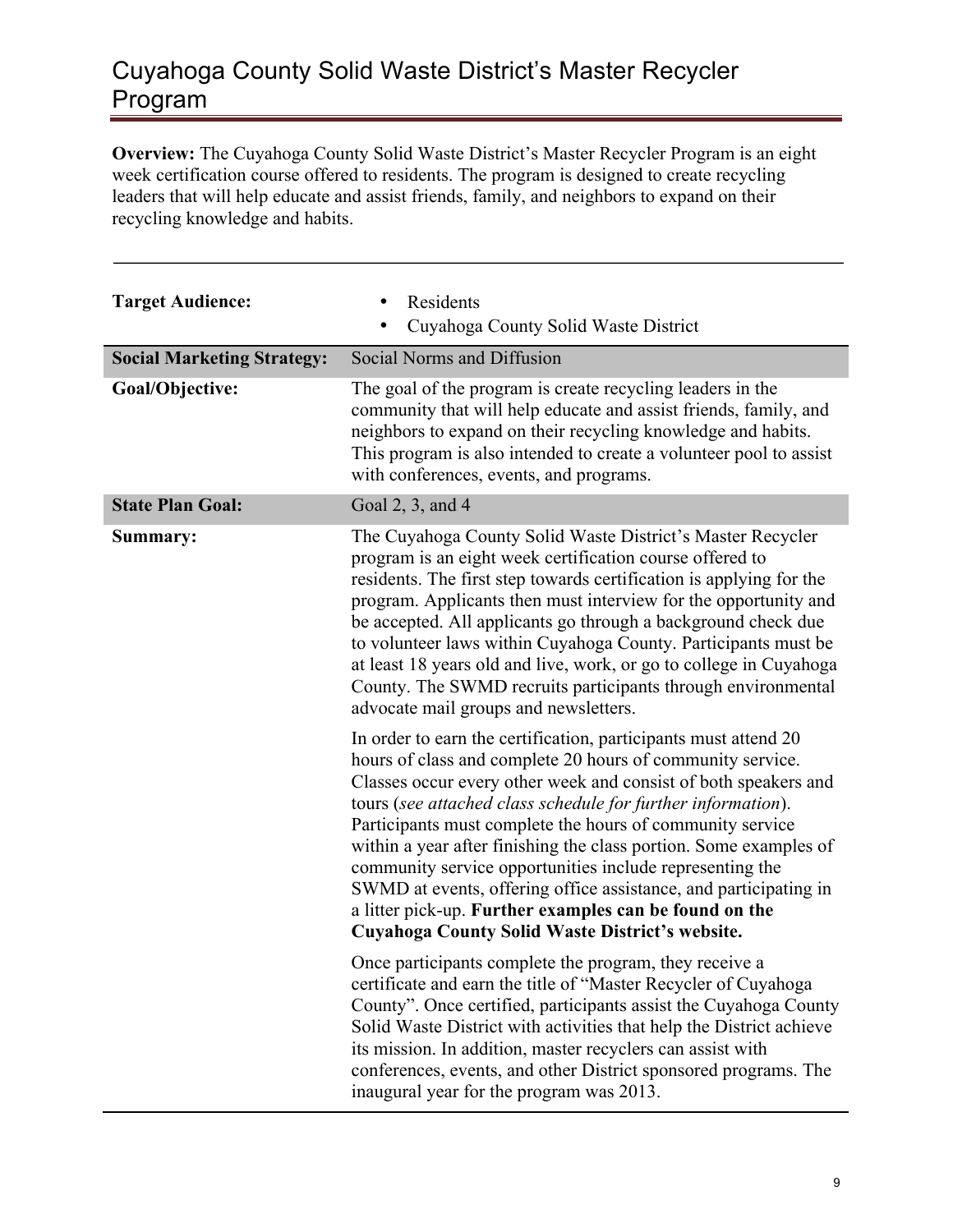# Cuyahoga County Solid Waste District's Master Recycler Program

**Overview:** The Cuyahoga County Solid Waste District's Master Recycler Program is an eight week certification course offered to residents. The program is designed to create recycling leaders that will help educate and assist friends, family, and neighbors to expand on their recycling knowledge and habits.

---

| | |
|---|---|
| **Target Audience:** | • Residents<br>• Cuyahoga County Solid Waste District |
| **Social Marketing Strategy:** | Social Norms and Diffusion |
| **Goal/Objective:** | The goal of the program is create recycling leaders in the community that will help educate and assist friends, family, and neighbors to expand on their recycling knowledge and habits. This program is also intended to create a volunteer pool to assist with conferences, events, and programs. |
| **State Plan Goal:** | Goal 2, 3, and 4 |
| **Summary:** | The Cuyahoga County Solid Waste District's Master Recycler program is an eight week certification course offered to residents. The first step towards certification is applying for the program. Applicants then must interview for the opportunity and be accepted. All applicants go through a background check due to volunteer laws within Cuyahoga County. Participants must be at least 18 years old and live, work, or go to college in Cuyahoga County. The SWMD recruits participants through environmental advocate mail groups and newsletters.<br><br>In order to earn the certification, participants must attend 20 hours of class and complete 20 hours of community service. Classes occur every other week and consist of both speakers and tours (*see attached class schedule for further information*). Participants must complete the hours of community service within a year after finishing the class portion. Some examples of community service opportunities include representing the SWMD at events, offering office assistance, and participating in a litter pick-up. **Further examples can be found on the Cuyahoga County Solid Waste District's website.**<br><br>Once participants complete the program, they receive a certificate and earn the title of "Master Recycler of Cuyahoga County". Once certified, participants assist the Cuyahoga County Solid Waste District with activities that help the District achieve its mission. In addition, master recyclers can assist with conferences, events, and other District sponsored programs. The inaugural year for the program was 2013. |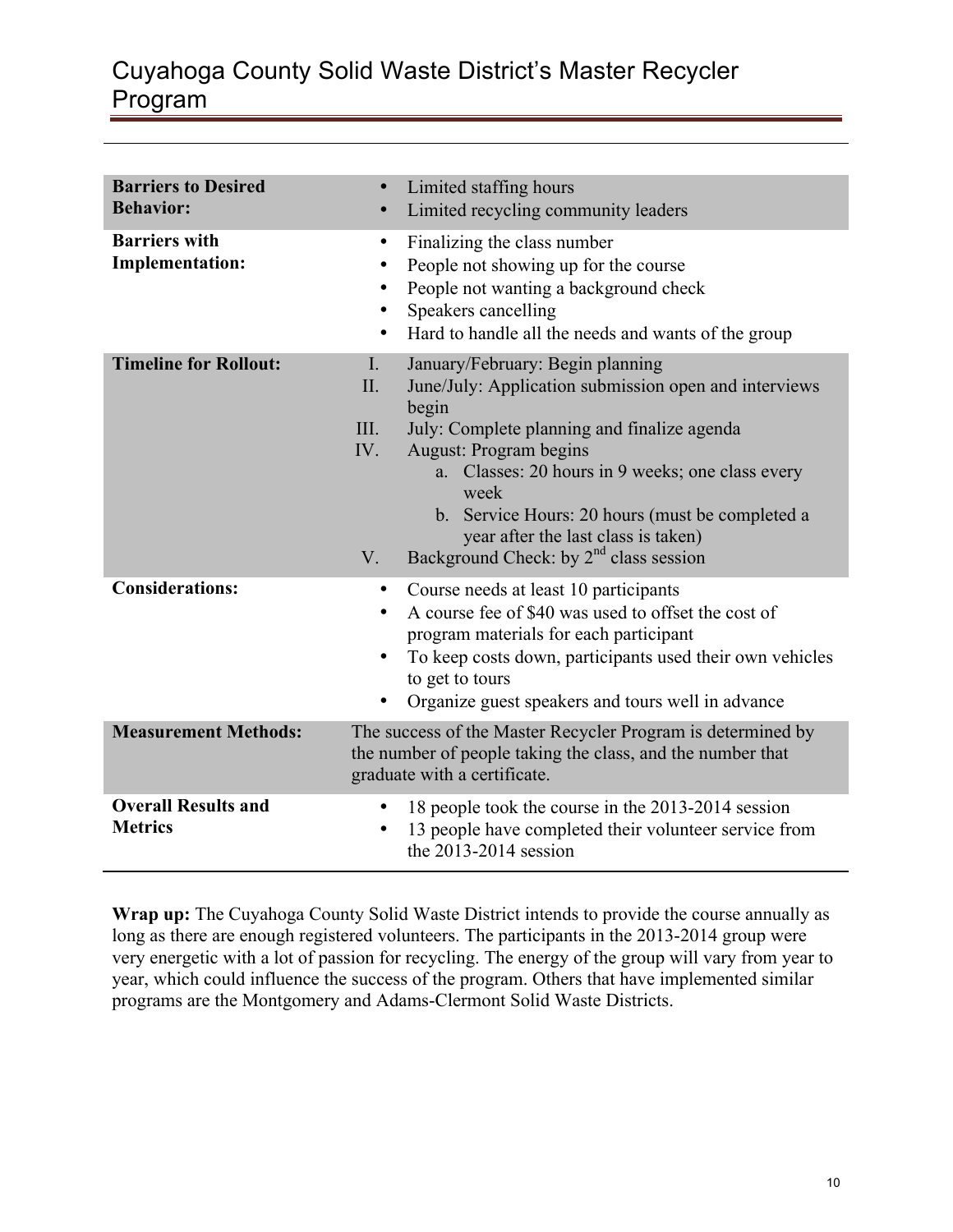| | |
|---|---|
| **Barriers to Desired Behavior:** | • Limited staffing hours<br>• Limited recycling community leaders |
| **Barriers with Implementation:** | • Finalizing the class number<br>• People not showing up for the course<br>• People not wanting a background check<br>• Speakers cancelling<br>• Hard to handle all the needs and wants of the group |
| **Timeline for Rollout:** | I. January/February: Begin planning<br>II. June/July: Application submission open and interviews begin<br>III. July: Complete planning and finalize agenda<br>IV. August: Program begins<br>a. Classes: 20 hours in 9 weeks; one class every week<br>b. Service Hours: 20 hours (must be completed a year after the last class is taken)<br>V. Background Check: by 2nd class session |
| **Considerations:** | • Course needs at least 10 participants<br>• A course fee of $40 was used to offset the cost of program materials for each participant<br>• To keep costs down, participants used their own vehicles to get to tours<br>• Organize guest speakers and tours well in advance |
| **Measurement Methods:** | The success of the Master Recycler Program is determined by the number of people taking the class, and the number that graduate with a certificate. |
| **Overall Results and Metrics** | • 18 people took the course in the 2013-2014 session<br>• 13 people have completed their volunteer service from the 2013-2014 session |

**Wrap up:** The Cuyahoga County Solid Waste District intends to provide the course annually as long as there are enough registered volunteers. The participants in the 2013-2014 group were very energetic with a lot of passion for recycling. The energy of the group will vary from year to year, which could influence the success of the program. Others that have implemented similar programs are the Montgomery and Adams-Clermont Solid Waste Districts.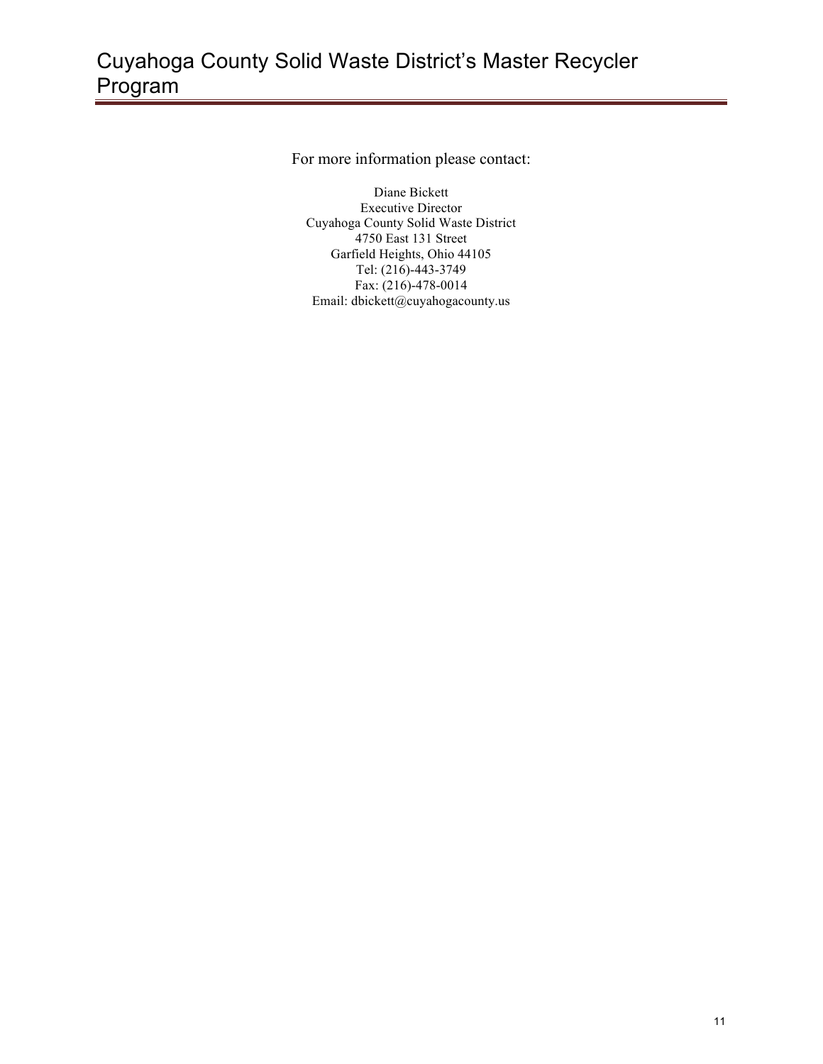For more information please contact:

Diane Bickett
Executive Director
Cuyahoga County Solid Waste District
4750 East 131 Street
Garfield Heights, Ohio 44105
Tel: (216)-443-3749
Fax: (216)-478-0014
Email: dbickett@cuyahogacounty.us